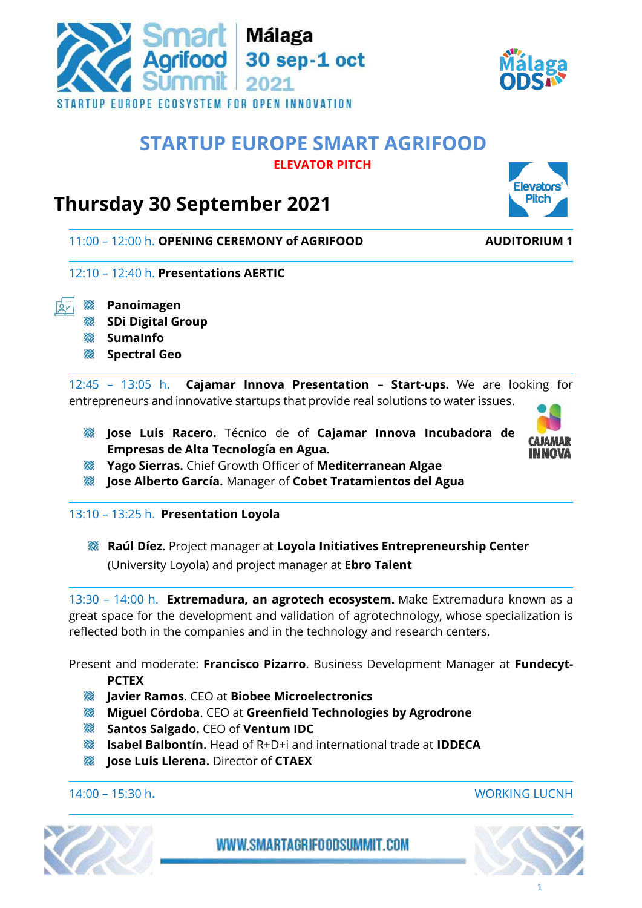Smart Agrifood Summit | Málaga 30 sep-1 oct 2021

STARTUP EUROPE ECOSYSTEM FOR OPEN INNOVATION

# STARTUP EUROPE SMART AGRIFOOD

**ELEVATOR PITCH**

## Thursday 30 September 2021

11:00 – 12:00 h. **OPENING CEREMONY of AGRIFOOD** **AUDITORIUM 1**

12:10 – 12:40 h. **Presentations AERTIC**

- **Panoimagen**
- **SDi Digital Group**
- **SumaInfo**
- **Spectral Geo**

12:45 – 13:05 h. **Cajamar Innova Presentation – Start-ups.** We are looking for entrepreneurs and innovative startups that provide real solutions to water issues.

- **Jose Luis Racero.** Técnico de of **Cajamar Innova Incubadora de Empresas de Alta Tecnología en Agua.**
- **Yago Sierras.** Chief Growth Officer of **Mediterranean Algae**
- **Jose Alberto García.** Manager of **Cobet Tratamientos del Agua**

13:10 – 13:25 h. **Presentation Loyola**

- **Raúl Díez**. Project manager at **Loyola Initiatives Entrepreneurship Center** (University Loyola) and project manager at **Ebro Talent**

13:30 – 14:00 h. **Extremadura, an agrotech ecosystem.** Make Extremadura known as a great space for the development and validation of agrotechnology, whose specialization is reflected both in the companies and in the technology and research centers.

Present and moderate: **Francisco Pizarro**. Business Development Manager at **Fundecyt-PCTEX**

- **Javier Ramos**. CEO at **Biobee Microelectronics**
- **Miguel Córdoba**. CEO at **Greenfield Technologies by Agrodrone**
- **Santos Salgado.** CEO of **Ventum IDC**
- **Isabel Balbontín.** Head of R+D+i and international trade at **IDDECA**
- **Jose Luis Llerena.** Director of **CTAEX**

14:00 – 15:30 h. WORKING LUCNH

WWW.SMARTAGRIFOODSUMMIT.COM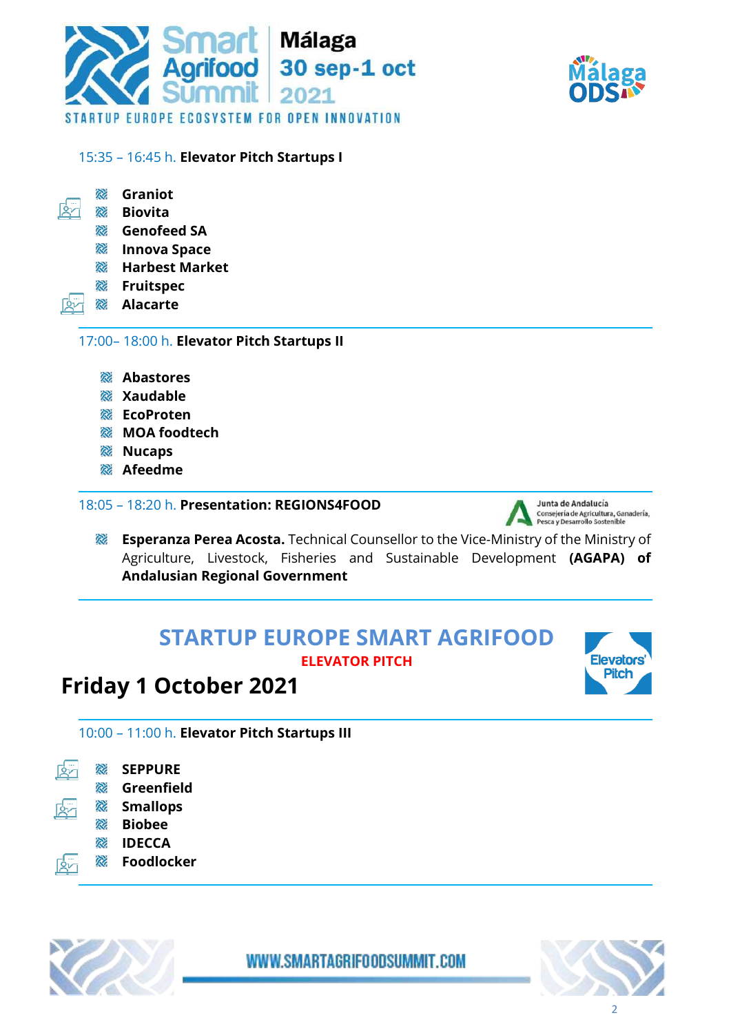15:35 – 16:45 h. **Elevator Pitch Startups I**

- **Graniot**
- **Biovita**
- **Genofeed SA**
- **Innova Space**
- **Harbest Market**
- **Fruitspec**
- **Alacarte**

17:00– 18:00 h. **Elevator Pitch Startups II**

- **Abastores**
- **Xaudable**
- **EcoProten**
- **MOA foodtech**
- **Nucaps**
- **Afeedme**

18:05 – 18:20 h. **Presentation: REGIONS4FOOD**

Junta de Andalucía
Consejería de Agricultura, Ganadería, Pesca y Desarrollo Sostenible

- **Esperanza Perea Acosta.** Technical Counsellor to the Vice-Ministry of the Ministry of Agriculture, Livestock, Fisheries and Sustainable Development **(AGAPA) of Andalusian Regional Government**

## STARTUP EUROPE SMART AGRIFOOD

**ELEVATOR PITCH**

# Friday 1 October 2021

10:00 – 11:00 h. **Elevator Pitch Startups III**

- **SEPPURE**
- **Greenfield**
- **Smallops**
- **Biobee**
- **IDECCA**
- **Foodlocker**

WWW.SMARTAGRIFOODSUMMIT.COM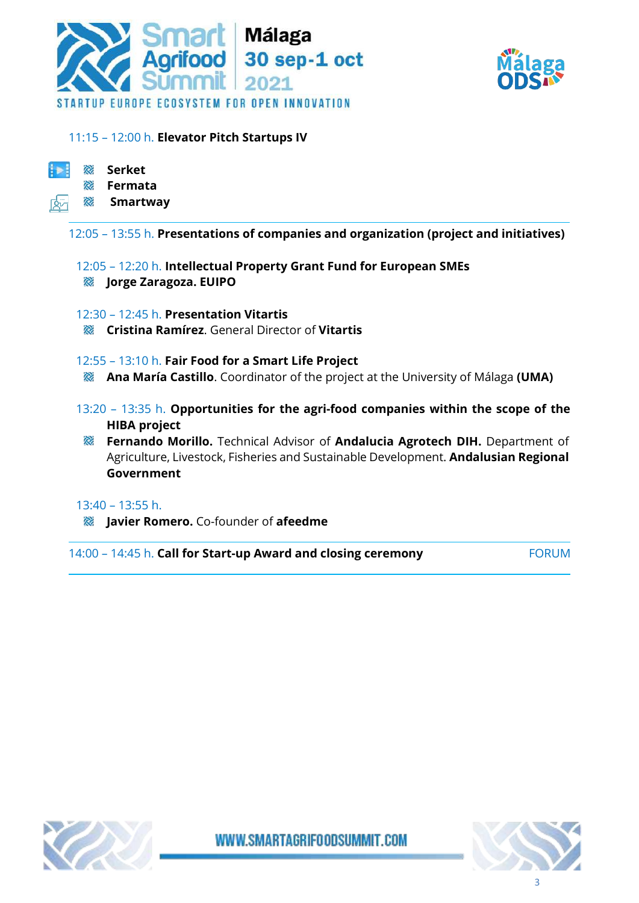11:15 – 12:00 h. **Elevator Pitch Startups IV**

- **Serket**
- **Fermata**
- **Smartway**

12:05 – 13:55 h. **Presentations of companies and organization (project and initiatives)**

12:05 – 12:20 h. **Intellectual Property Grant Fund for European SMEs**

- **Jorge Zaragoza. EUIPO**

12:30 – 12:45 h. **Presentation Vitartis**

- **Cristina Ramírez**. General Director of **Vitartis**

12:55 – 13:10 h. **Fair Food for a Smart Life Project**

- **Ana María Castillo**. Coordinator of the project at the University of Málaga **(UMA)**

13:20 – 13:35 h. **Opportunities for the agri-food companies within the scope of the HIBA project**

- **Fernando Morillo.** Technical Advisor of **Andalucia Agrotech DIH.** Department of Agriculture, Livestock, Fisheries and Sustainable Development. **Andalusian Regional Government**

13:40 – 13:55 h.

- **Javier Romero.** Co-founder of **afeedme**

14:00 – 14:45 h. **Call for Start-up Award and closing ceremony** FORUM